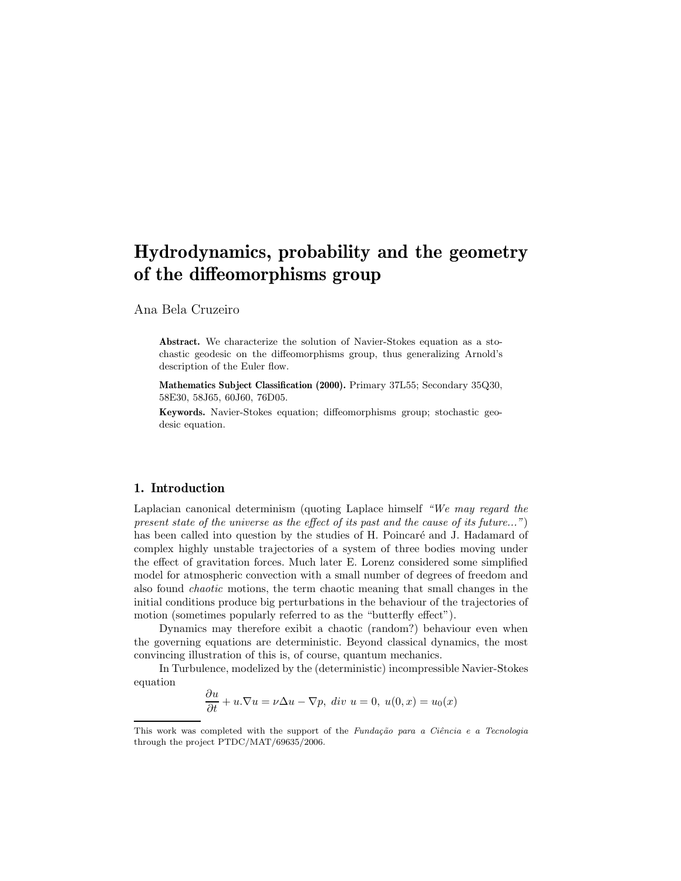# Hydrodynamics, probability and the geometry of the diffeomorphisms group

Ana Bela Cruzeiro

**Abstract.** We characterize the solution of Navier-Stokes equation as a stochastic geodesic on the diffeomorphisms group, thus generalizing Arnold's description of the Euler flow.

**Mathematics Subject Classification (2000).** Primary 37L55; Secondary 35Q30, 58E30, 58J65, 60J60, 76D05.

**Keywords.** Navier-Stokes equation; diffeomorphisms group; stochastic geodesic equation.

## 1. Introduction

Laplacian canonical determinism (quoting Laplace himself *"We may regard the present state of the universe as the effect of its past and the cause of its future..."*) has been called into question by the studies of H. Poincaré and J. Hadamard of complex highly unstable trajectories of a system of three bodies moving under the effect of gravitation forces. Much later E. Lorenz considered some simplified model for atmospheric convection with a small number of degrees of freedom and also found *chaotic* motions, the term chaotic meaning that small changes in the initial conditions produce big perturbations in the behaviour of the trajectories of motion (sometimes popularly referred to as the "butterfly effect").

Dynamics may therefore exibit a chaotic (random?) behaviour even when the governing equations are deterministic. Beyond classical dynamics, the most convincing illustration of this is, of course, quantum mechanics.

In Turbulence, modelized by the (deterministic) incompressible Navier-Stokes equation

$$\frac{\partial u}{\partial t} + u.\nabla u = \nu \Delta u - \nabla p, \; div \; u = 0, \; u(0,x) = u_0(x)$$

---

This work was completed with the support of the *Fundação para a Ciência e a Tecnologia* through the project PTDC/MAT/69635/2006.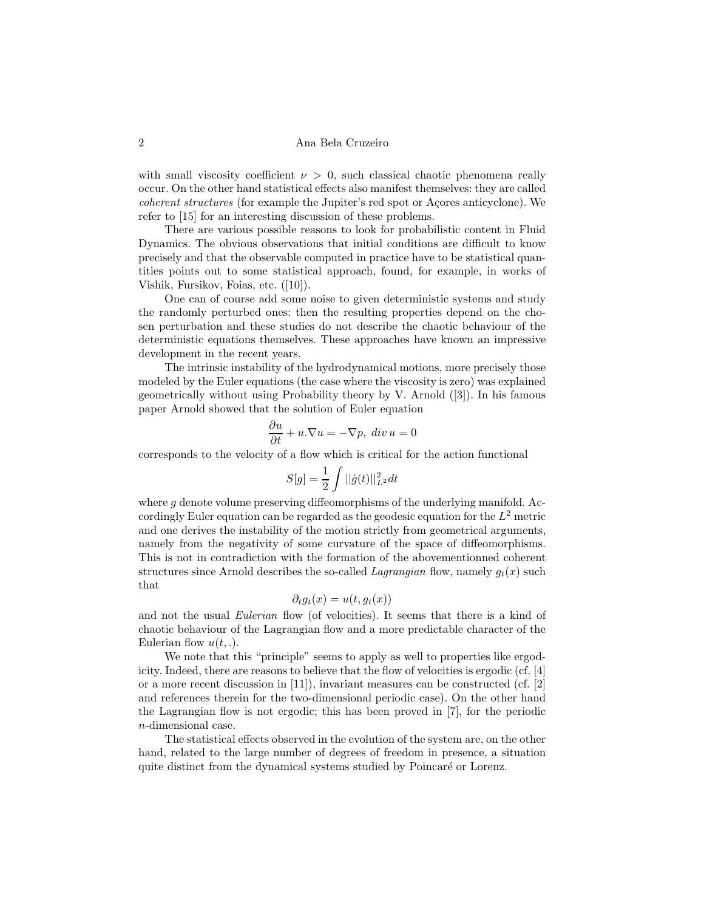with small viscosity coefficient $\nu > 0$, such classical chaotic phenomena really occur. On the other hand statistical effects also manifest themselves: they are called *coherent structures* (for example the Jupiter's red spot or Açores anticyclone). We refer to [15] for an interesting discussion of these problems.

There are various possible reasons to look for probabilistic content in Fluid Dynamics. The obvious observations that initial conditions are difficult to know precisely and that the observable computed in practice have to be statistical quantities points out to some statistical approach, found, for example, in works of Vishik, Fursikov, Foias, etc. ([10]).

One can of course add some noise to given deterministic systems and study the randomly perturbed ones: then the resulting properties depend on the chosen perturbation and these studies do not describe the chaotic behaviour of the deterministic equations themselves. These approaches have known an impressive development in the recent years.

The intrinsic instability of the hydrodynamical motions, more precisely those modeled by the Euler equations (the case where the viscosity is zero) was explained geometrically without using Probability theory by V. Arnold ([3]). In his famous paper Arnold showed that the solution of Euler equation

$$\frac{\partial u}{\partial t} + u.\nabla u = -\nabla p, \; div\, u = 0$$

corresponds to the velocity of a flow which is critical for the action functional

$$S[g] = \frac{1}{2} \int ||\dot{g}(t)||^2_{L^2} dt$$

where $g$ denote volume preserving diffeomorphisms of the underlying manifold. Accordingly Euler equation can be regarded as the geodesic equation for the $L^2$ metric and one derives the instability of the motion strictly from geometrical arguments, namely from the negativity of some curvature of the space of diffeomorphisms. This is not in contradiction with the formation of the abovementionned coherent structures since Arnold describes the so-called *Lagrangian* flow, namely $g_t(x)$ such that

$$\partial_t g_t(x) = u(t, g_t(x))$$

and not the usual *Eulerian* flow (of velocities). It seems that there is a kind of chaotic behaviour of the Lagrangian flow and a more predictable character of the Eulerian flow $u(t,.)$.

We note that this "principle" seems to apply as well to properties like ergodicity. Indeed, there are reasons to believe that the flow of velocities is ergodic (cf. [4] or a more recent discussion in [11]), invariant measures can be constructed (cf. [2] and references therein for the two-dimensional periodic case). On the other hand the Lagrangian flow is not ergodic; this has been proved in [7], for the periodic $n$-dimensional case.

The statistical effects observed in the evolution of the system are, on the other hand, related to the large number of degrees of freedom in presence, a situation quite distinct from the dynamical systems studied by Poincaré or Lorenz.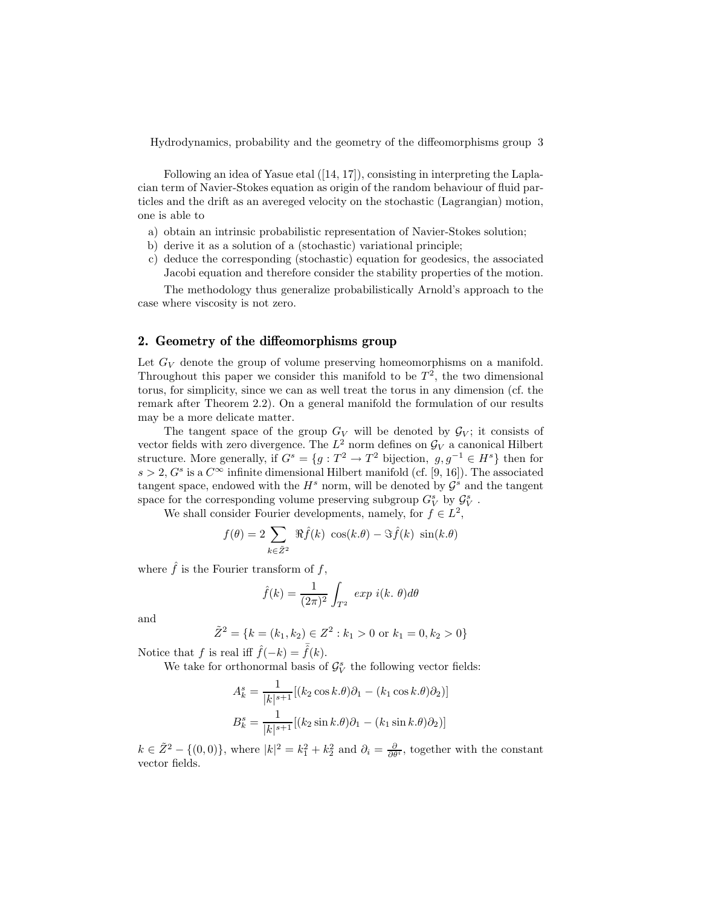Following an idea of Yasue etal ([14, 17]), consisting in interpreting the Laplacian term of Navier-Stokes equation as origin of the random behaviour of fluid particles and the drift as an avereged velocity on the stochastic (Lagrangian) motion, one is able to

a) obtain an intrinsic probabilistic representation of Navier-Stokes solution;
b) derive it as a solution of a (stochastic) variational principle;
c) deduce the corresponding (stochastic) equation for geodesics, the associated Jacobi equation and therefore consider the stability properties of the motion.

The methodology thus generalize probabilistically Arnold's approach to the case where viscosity is not zero.

## 2. Geometry of the diffeomorphisms group

Let $G_V$ denote the group of volume preserving homeomorphisms on a manifold. Throughout this paper we consider this manifold to be $T^2$, the two dimensional torus, for simplicity, since we can as well treat the torus in any dimension (cf. the remark after Theorem 2.2). On a general manifold the formulation of our results may be a more delicate matter.

The tangent space of the group $G_V$ will be denoted by $\mathcal{G}_V$; it consists of vector fields with zero divergence. The $L^2$ norm defines on $\mathcal{G}_V$ a canonical Hilbert structure. More generally, if $G^s = \{g : T^2 \to T^2 \text{ bijection}, \ g, g^{-1} \in H^s\}$ then for $s > 2$, $G^s$ is a $C^\infty$ infinite dimensional Hilbert manifold (cf. [9, 16]). The associated tangent space, endowed with the $H^s$ norm, will be denoted by $\mathcal{G}^s$ and the tangent space for the corresponding volume preserving subgroup $G^s_V$ by $\mathcal{G}^s_V$ .

We shall consider Fourier developments, namely, for $f \in L^2$,

$$f(\theta) = 2 \sum_{k \in \tilde{Z}^2} \Re \hat{f}(k) \ \cos(k.\theta) - \Im \hat{f}(k) \ \sin(k.\theta)$$

where $\hat{f}$ is the Fourier transform of $f$,

$$\hat{f}(k) = \frac{1}{(2\pi)^2} \int_{T^2} \ exp \ i(k. \ \theta) d\theta$$

and

$$\tilde{Z}^2 = \{k = (k_1, k_2) \in Z^2 : k_1 > 0 \text{ or } k_1 = 0, k_2 > 0\}$$

Notice that $f$ is real iff $\hat{f}(-k) = \bar{\hat{f}}(k)$.

We take for orthonormal basis of $\mathcal{G}^s_V$ the following vector fields:

$$A^s_k = \frac{1}{|k|^{s+1}} [(k_2 \cos k.\theta)\partial_1 - (k_1 \cos k.\theta)\partial_2)]$$

$$B^s_k = \frac{1}{|k|^{s+1}} [(k_2 \sin k.\theta)\partial_1 - (k_1 \sin k.\theta)\partial_2)]$$

$k \in \tilde{Z}^2 - \{(0, 0)\}$, where $|k|^2 = k_1^2 + k_2^2$ and $\partial_i = \frac{\partial}{\partial\theta^i}$, together with the constant vector fields.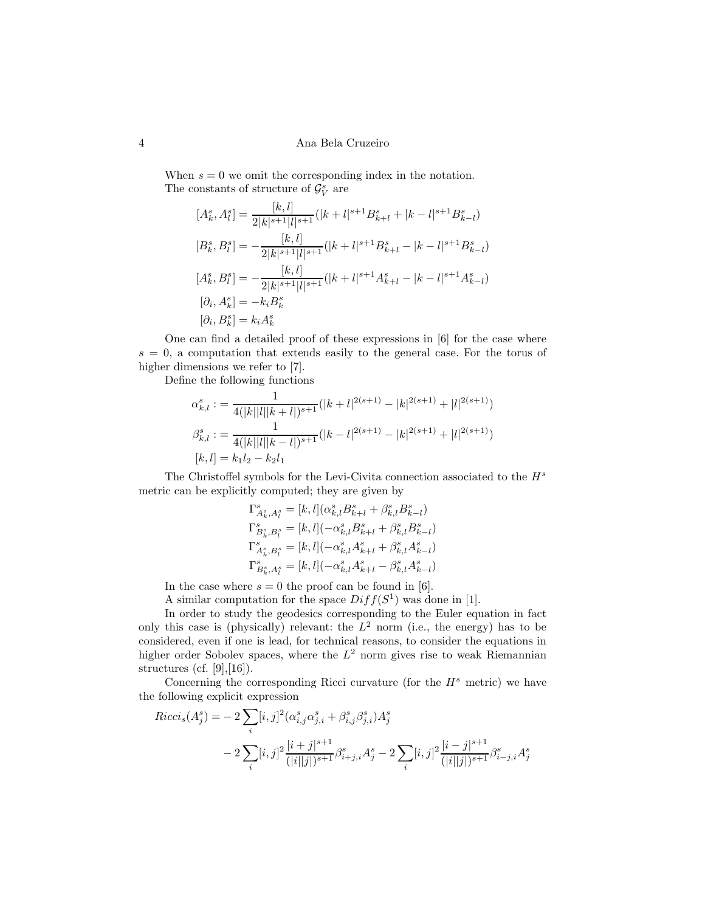When $s = 0$ we omit the corresponding index in the notation.

The constants of structure of $\mathcal{G}_V^s$ are

$$
\begin{aligned}
[A_k^s, A_l^s] &= \frac{[k,l]}{2|k|^{s+1}|l|^{s+1}}(|k+l|^{s+1}B_{k+l}^s + |k-l|^{s+1}B_{k-l}^s) \\
[B_k^s, B_l^s] &= -\frac{[k,l]}{2|k|^{s+1}|l|^{s+1}}(|k+l|^{s+1}B_{k+l}^s - |k-l|^{s+1}B_{k-l}^s) \\
[A_k^s, B_l^s] &= -\frac{[k,l]}{2|k|^{s+1}|l|^{s+1}}(|k+l|^{s+1}A_{k+l}^s - |k-l|^{s+1}A_{k-l}^s) \\
[\partial_i, A_k^s] &= -k_i B_k^s \\
[\partial_i, B_k^s] &= k_i A_k^s
\end{aligned}
$$

One can find a detailed proof of these expressions in [6] for the case where $s = 0$, a computation that extends easily to the general case. For the torus of higher dimensions we refer to [7].

Define the following functions

$$
\begin{aligned}
\alpha_{k,l}^s &:= \frac{1}{4(|k||l||k+l|)^{s+1}}(|k+l|^{2(s+1)} - |k|^{2(s+1)} + |l|^{2(s+1)}) \\
\beta_{k,l}^s &:= \frac{1}{4(|k||l||k-l|)^{s+1}}(|k-l|^{2(s+1)} - |k|^{2(s+1)} + |l|^{2(s+1)}) \\
[k,l] &= k_1 l_2 - k_2 l_1
\end{aligned}
$$

The Christoffel symbols for the Levi-Civita connection associated to the $H^s$ metric can be explicitly computed; they are given by

$$
\begin{aligned}
\Gamma_{A_k^s, A_l^s}^s &= [k,l](\alpha_{k,l}^s B_{k+l}^s + \beta_{k,l}^s B_{k-l}^s) \\
\Gamma_{B_k^s, B_l^s}^s &= [k,l](-\alpha_{k,l}^s B_{k+l}^s + \beta_{k,l}^s B_{k-l}^s) \\
\Gamma_{A_k^s, B_l^s}^s &= [k,l](-\alpha_{k,l}^s A_{k+l}^s + \beta_{k,l}^s A_{k-l}^s) \\
\Gamma_{B_k^s, A_l^s}^s &= [k,l](-\alpha_{k,l}^s A_{k+l}^s - \beta_{k,l}^s A_{k-l}^s)
\end{aligned}
$$

In the case where $s = 0$ the proof can be found in [6].

A similar computation for the space $Diff(S^1)$ was done in [1].

In order to study the geodesics corresponding to the Euler equation in fact only this case is (physically) relevant: the $L^2$ norm (i.e., the energy) has to be considered, even if one is lead, for technical reasons, to consider the equations in higher order Sobolev spaces, where the $L^2$ norm gives rise to weak Riemannian structures (cf. [9],[16]).

Concerning the corresponding Ricci curvature (for the $H^s$ metric) we have the following explicit expression

$$
\begin{aligned}
Ricci_s(A_j^s) = &-2\sum_i [i,j]^2(\alpha_{i,j}^s \alpha_{j,i}^s + \beta_{i,j}^s \beta_{j,i}^s) A_j^s \\
&-2\sum_i [i,j]^2 \frac{|i+j|^{s+1}}{(|i||j|)^{s+1}} \beta_{i+j,i}^s A_j^s - 2\sum_i [i,j]^2 \frac{|i-j|^{s+1}}{(|i||j|)^{s+1}} \beta_{i-j,i}^s A_j^s
\end{aligned}
$$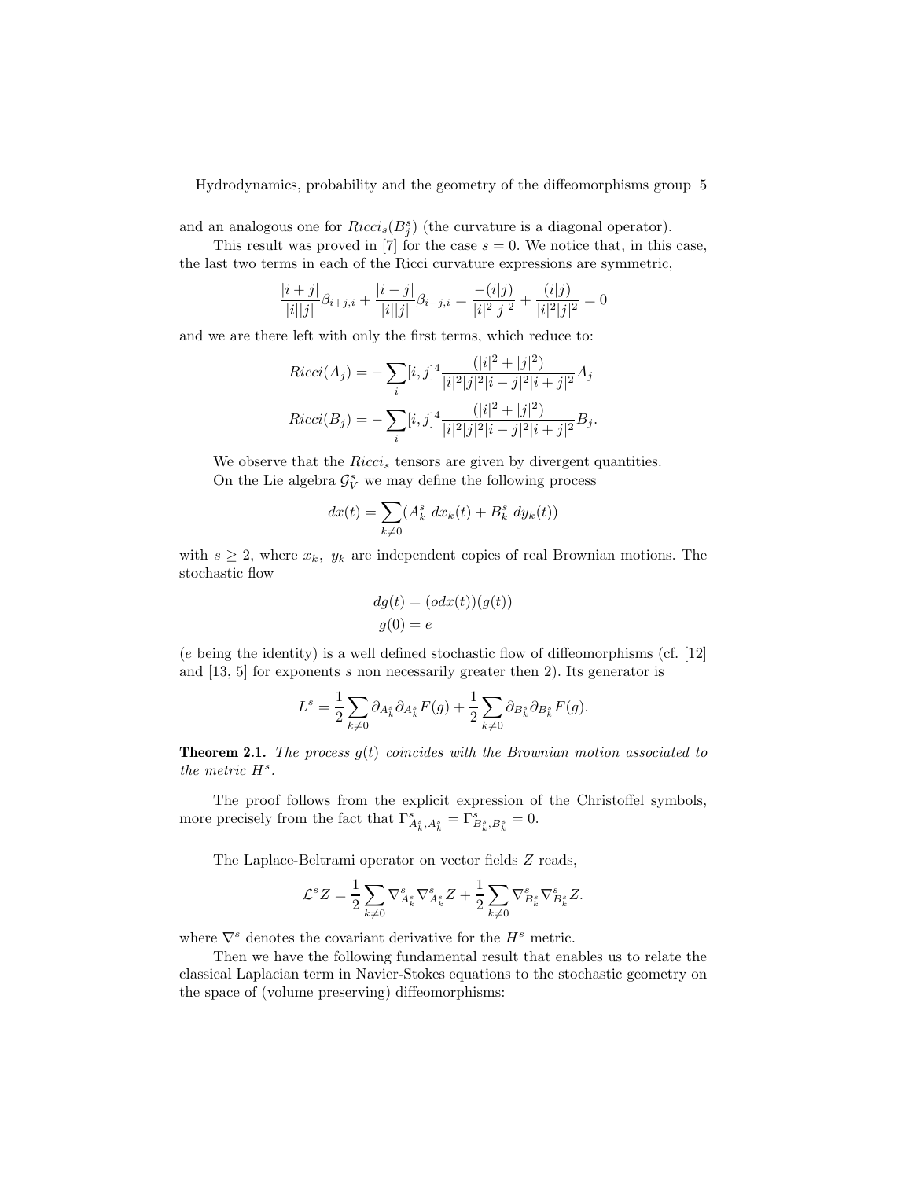and an analogous one for $Ricci_s(B_j^s)$ (the curvature is a diagonal operator).

This result was proved in [7] for the case $s = 0$. We notice that, in this case, the last two terms in each of the Ricci curvature expressions are symmetric,

$$\frac{|i+j|}{|i||j|}\beta_{i+j,i} + \frac{|i-j|}{|i||j|}\beta_{i-j,i} = \frac{-(i|j)}{|i|^2|j|^2} + \frac{(i|j)}{|i|^2|j|^2} = 0$$

and we are there left with only the first terms, which reduce to:

$$Ricci(A_j) = -\sum_i [i,j]^4 \frac{(|i|^2 + |j|^2)}{|i|^2|j|^2|i-j|^2|i+j|^2} A_j$$

$$Ricci(B_j) = -\sum_i [i,j]^4 \frac{(|i|^2 + |j|^2)}{|i|^2|j|^2|i-j|^2|i+j|^2} B_j.$$

We observe that the $Ricci_s$ tensors are given by divergent quantities.

On the Lie algebra $\mathcal{G}_V^s$ we may define the following process

$$dx(t) = \sum_{k \neq 0} (A_k^s \, dx_k(t) + B_k^s \, dy_k(t))$$

with $s \geq 2$, where $x_k, \ y_k$ are independent copies of real Brownian motions. The stochastic flow

$$dg(t) = (odx(t))(g(t))$$
$$g(0) = e$$

($e$ being the identity) is a well defined stochastic flow of diffeomorphisms (cf. [12] and [13, 5] for exponents $s$ non necessarily greater then 2). Its generator is

$$L^s = \frac{1}{2} \sum_{k \neq 0} \partial_{A_k^s} \partial_{A_k^s} F(g) + \frac{1}{2} \sum_{k \neq 0} \partial_{B_k^s} \partial_{B_k^s} F(g).$$

**Theorem 2.1.** *The process $g(t)$ coincides with the Brownian motion associated to the metric $H^s$.*

The proof follows from the explicit expression of the Christoffel symbols, more precisely from the fact that $\Gamma^s_{A_k^s, A_k^s} = \Gamma^s_{B_k^s, B_k^s} = 0$.

The Laplace-Beltrami operator on vector fields $Z$ reads,

$$\mathcal{L}^s Z = \frac{1}{2} \sum_{k \neq 0} \nabla^s_{A_k^s} \nabla^s_{A_k^s} Z + \frac{1}{2} \sum_{k \neq 0} \nabla^s_{B_k^s} \nabla^s_{B_k^s} Z.$$

where $\nabla^s$ denotes the covariant derivative for the $H^s$ metric.

Then we have the following fundamental result that enables us to relate the classical Laplacian term in Navier-Stokes equations to the stochastic geometry on the space of (volume preserving) diffeomorphisms: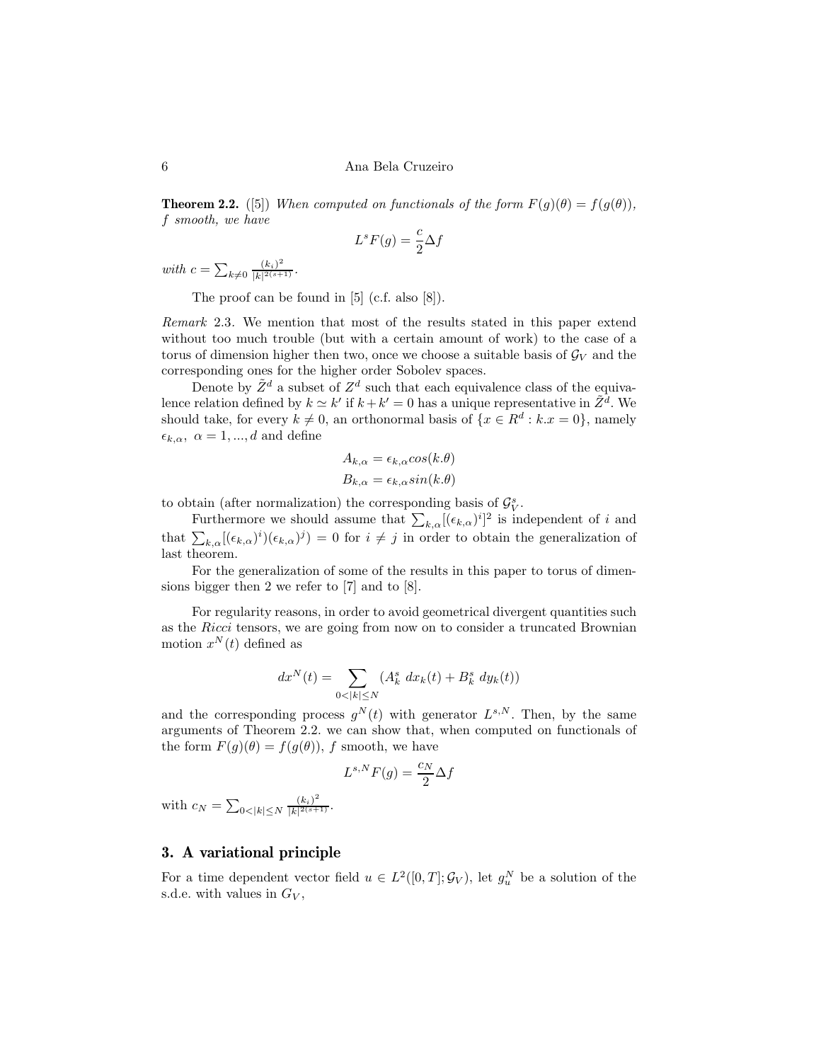**Theorem 2.2.** ([5]) *When computed on functionals of the form $F(g)(\theta) = f(g(\theta))$, $f$ smooth, we have*

$$L^s F(g) = \frac{c}{2}\Delta f$$

*with* $c = \sum_{k\neq 0} \frac{(k_i)^2}{|k|^{2(s+1)}}$.

The proof can be found in [5] (c.f. also [8]).

*Remark* 2.3. We mention that most of the results stated in this paper extend without too much trouble (but with a certain amount of work) to the case of a torus of dimension higher then two, once we choose a suitable basis of $\mathcal{G}_V$ and the corresponding ones for the higher order Sobolev spaces.

Denote by $\tilde{Z}^d$ a subset of $Z^d$ such that each equivalence class of the equivalence relation defined by $k \simeq k'$ if $k + k' = 0$ has a unique representative in $\tilde{Z}^d$. We should take, for every $k \neq 0$, an orthonormal basis of $\{x \in R^d : k.x = 0\}$, namely $\epsilon_{k,\alpha}$, $\alpha = 1, ..., d$ and define

$$A_{k,\alpha} = \epsilon_{k,\alpha} cos(k.\theta)$$
$$B_{k,\alpha} = \epsilon_{k,\alpha} sin(k.\theta)$$

to obtain (after normalization) the corresponding basis of $\mathcal{G}_V^s$.

Furthermore we should assume that $\sum_{k,\alpha}[(\epsilon_{k,\alpha})^i]^2$ is independent of $i$ and that $\sum_{k,\alpha}[(\epsilon_{k,\alpha})^i)(\epsilon_{k,\alpha})^j) = 0$ for $i \neq j$ in order to obtain the generalization of last theorem.

For the generalization of some of the results in this paper to torus of dimensions bigger then 2 we refer to [7] and to [8].

For regularity reasons, in order to avoid geometrical divergent quantities such as the *Ricci* tensors, we are going from now on to consider a truncated Brownian motion $x^N(t)$ defined as

$$dx^N(t) = \sum_{0<|k|\leq N} (A_k^s \; dx_k(t) + B_k^s \; dy_k(t))$$

and the corresponding process $g^N(t)$ with generator $L^{s,N}$. Then, by the same arguments of Theorem 2.2. we can show that, when computed on functionals of the form $F(g)(\theta) = f(g(\theta))$, $f$ smooth, we have

$$L^{s,N} F(g) = \frac{c_N}{2}\Delta f$$

with $c_N = \sum_{0<|k|\leq N} \frac{(k_i)^2}{|k|^{2(s+1)}}$.

## 3. A variational principle

For a time dependent vector field $u \in L^2([0,T]; \mathcal{G}_V)$, let $g_u^N$ be a solution of the s.d.e. with values in $G_V$,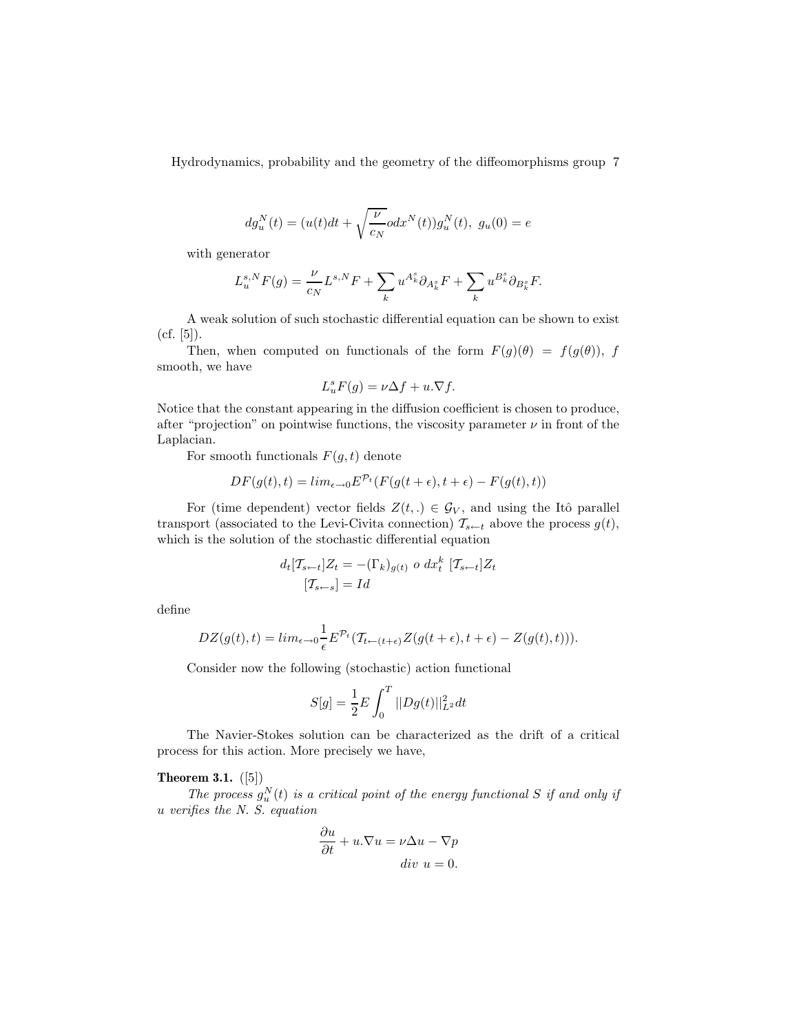$$dg_u^N(t) = (u(t)dt + \sqrt{\frac{\nu}{c_N}} o dx^N(t)) g_u^N(t), \ g_u(0) = e$$

with generator

$$L_u^{s,N} F(g) = \frac{\nu}{c_N} L^{s,N} F + \sum_k u^{A_k^s} \partial_{A_k^s} F + \sum_k u^{B_k^s} \partial_{B_k^s} F.$$

A weak solution of such stochastic differential equation can be shown to exist (cf. [5]).

Then, when computed on functionals of the form $F(g)(\theta) = f(g(\theta))$, $f$ smooth, we have

$$L_u^s F(g) = \nu \Delta f + u.\nabla f.$$

Notice that the constant appearing in the diffusion coefficient is chosen to produce, after "projection" on pointwise functions, the viscosity parameter $\nu$ in front of the Laplacian.

For smooth functionals $F(g,t)$ denote

$$DF(g(t),t) = lim_{\epsilon \to 0} E^{\mathcal{P}_t}(F(g(t+\epsilon), t+\epsilon) - F(g(t),t))$$

For (time dependent) vector fields $Z(t,.) \in \mathcal{G}_V$, and using the Itô parallel transport (associated to the Levi-Civita connection) $\mathcal{T}_{s \leftarrow t}$ above the process $g(t)$, which is the solution of the stochastic differential equation

$$\begin{aligned} d_t [\mathcal{T}_{s\leftarrow t}] Z_t &= -(\Gamma_k)_{g(t)} \ o \ dx_t^k \ [\mathcal{T}_{s \leftarrow t}] Z_t \\ [\mathcal{T}_{s \leftarrow s}] &= Id \end{aligned}$$

define

$$DZ(g(t),t) = lim_{\epsilon \to 0} \frac{1}{\epsilon} E^{\mathcal{P}_t}(\mathcal{T}_{t \leftarrow (t+\epsilon)} Z(g(t+\epsilon), t+\epsilon) - Z(g(t),t))).$$

Consider now the following (stochastic) action functional

$$S[g] = \frac{1}{2} E \int_0^T ||Dg(t)||_{L^2}^2 dt$$

The Navier-Stokes solution can be characterized as the drift of a critical process for this action. More precisely we have,

**Theorem 3.1.** ([5])
*The process $g_u^N(t)$ is a critical point of the energy functional $S$ if and only if $u$ verifies the N. S. equation*

$$\begin{aligned} \frac{\partial u}{\partial t} + u.\nabla u &= \nu \Delta u - \nabla p \\ div \ u &= 0. \end{aligned}$$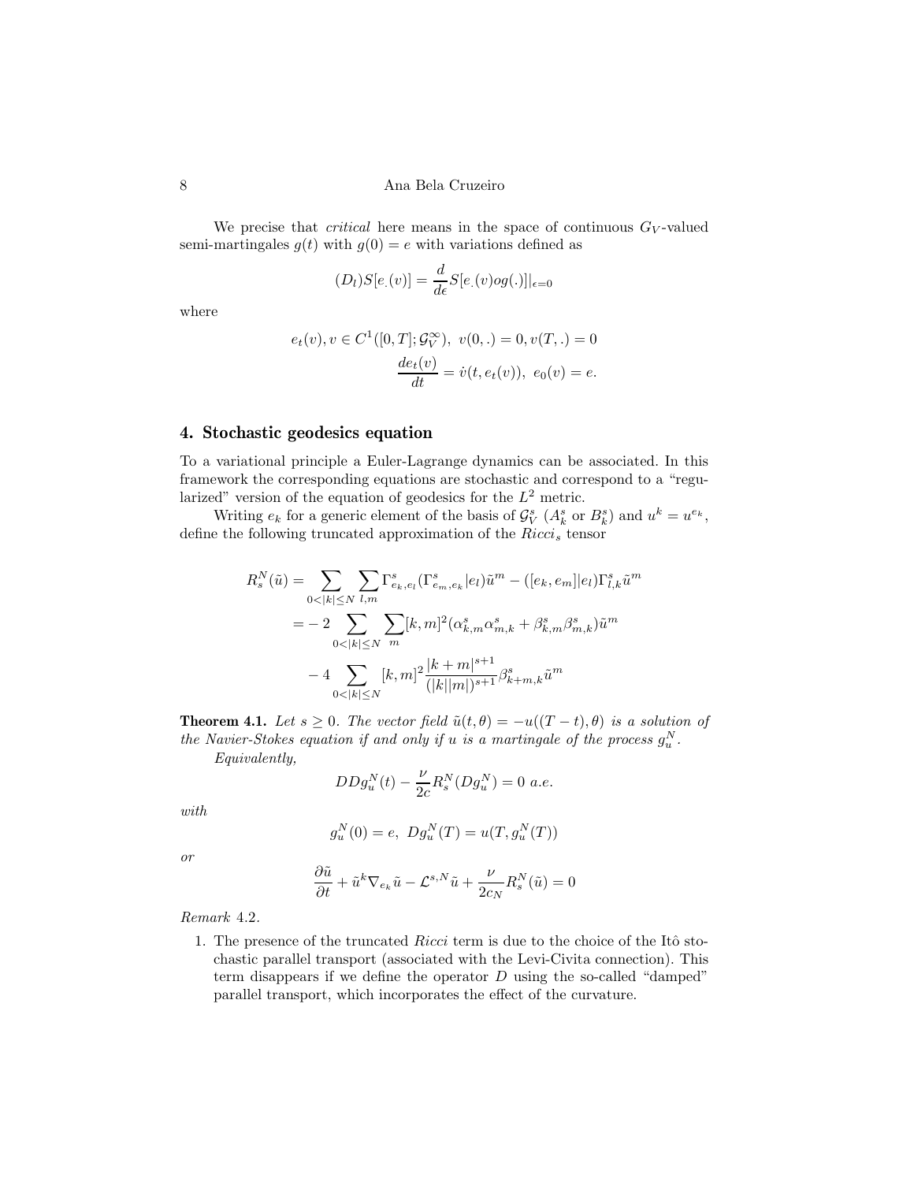We precise that *critical* here means in the space of continuous $G_V$-valued semi-martingales $g(t)$ with $g(0) = e$ with variations defined as

$$(D_l)S[e_.(v)] = \frac{d}{d\epsilon} S[e_.(v) o g(.)]|_{\epsilon=0}$$

where

$$e_t(v), v \in C^1([0,T]; \mathcal{G}_V^\infty), \ v(0,.) = 0, v(T,.) = 0$$
$$\frac{de_t(v)}{dt} = \dot{v}(t, e_t(v)), \ e_0(v) = e.$$

## 4. Stochastic geodesics equation

To a variational principle a Euler-Lagrange dynamics can be associated. In this framework the corresponding equations are stochastic and correspond to a "regularized" version of the equation of geodesics for the $L^2$ metric.

Writing $e_k$ for a generic element of the basis of $\mathcal{G}_V^s$ ($A_k^s$ or $B_k^s$) and $u^k = u^{e_k}$, define the following truncated approximation of the $Ricci_s$ tensor

$$\begin{aligned}
R_s^N(\tilde{u}) &= \sum_{0<|k|\leq N} \sum_{l,m} \Gamma^s_{e_k,e_l}(\Gamma^s_{e_m,e_k}|e_l)\tilde{u}^m - ([e_k, e_m]|e_l)\Gamma^s_{l,k}\tilde{u}^m \\
&= -2 \sum_{0<|k|\leq N} \sum_m [k,m]^2 (\alpha^s_{k,m}\alpha^s_{m,k} + \beta^s_{k,m}\beta^s_{m,k})\tilde{u}^m \\
&\quad - 4 \sum_{0<|k|\leq N} [k,m]^2 \frac{|k+m|^{s+1}}{(|k||m|)^{s+1}} \beta^s_{k+m,k}\tilde{u}^m
\end{aligned}$$

**Theorem 4.1.** *Let $s \geq 0$. The vector field $\tilde{u}(t,\theta) = -u((T-t),\theta)$ is a solution of the Navier-Stokes equation if and only if $u$ is a martingale of the process $g_u^N$.*

*Equivalently,*

$$DDg_u^N(t) - \frac{\nu}{2c} R_s^N(Dg_u^N) = 0 \ a.e.$$

*with*

$$g_u^N(0) = e, \ Dg_u^N(T) = u(T, g_u^N(T))$$

*or*

$$\frac{\partial \tilde{u}}{\partial t} + \tilde{u}^k \nabla_{e_k} \tilde{u} - \mathcal{L}^{s,N}\tilde{u} + \frac{\nu}{2c_N} R_s^N(\tilde{u}) = 0$$

*Remark* 4.2.

1. The presence of the truncated *Ricci* term is due to the choice of the Itô stochastic parallel transport (associated with the Levi-Civita connection). This term disappears if we define the operator $D$ using the so-called "damped" parallel transport, which incorporates the effect of the curvature.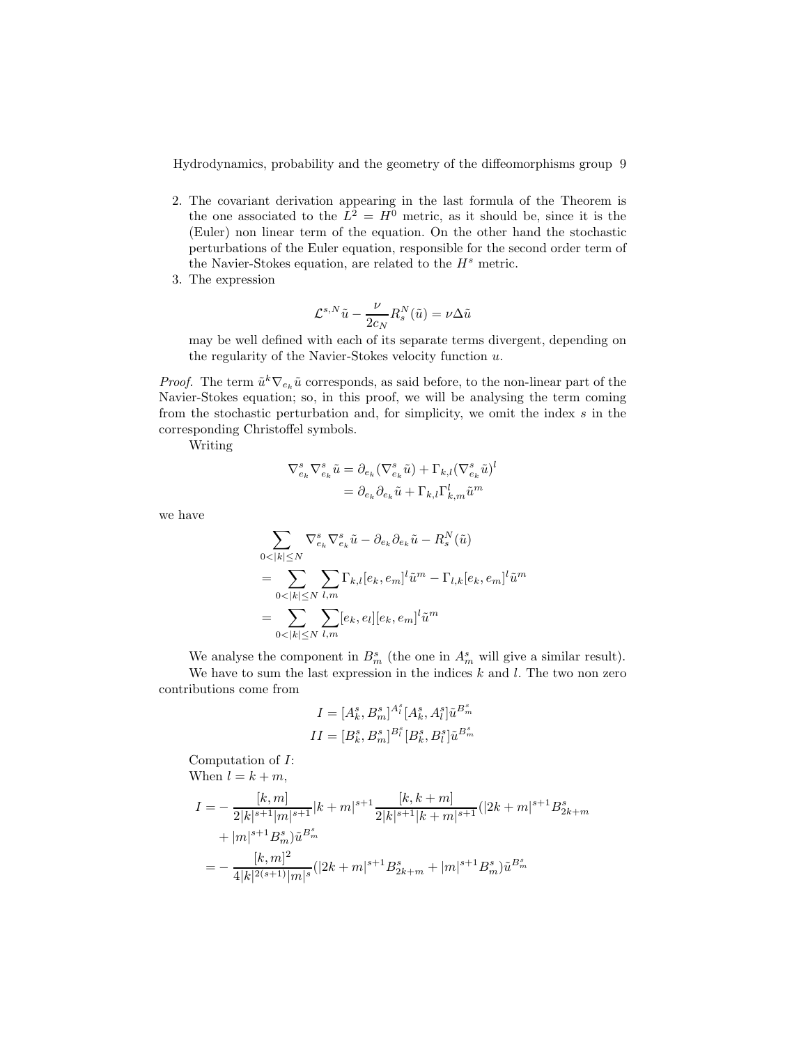2. The covariant derivation appearing in the last formula of the Theorem is the one associated to the $L^2 = H^0$ metric, as it should be, since it is the (Euler) non linear term of the equation. On the other hand the stochastic perturbations of the Euler equation, responsible for the second order term of the Navier-Stokes equation, are related to the $H^s$ metric.
3. The expression

$$\mathcal{L}^{s,N}\tilde{u} - \frac{\nu}{2c_N} R_s^N(\tilde{u}) = \nu \Delta \tilde{u}$$

may be well defined with each of its separate terms divergent, depending on the regularity of the Navier-Stokes velocity function $u$.

*Proof.* The term $\tilde{u}^k \nabla_{e_k} \tilde{u}$ corresponds, as said before, to the non-linear part of the Navier-Stokes equation; so, in this proof, we will be analysing the term coming from the stochastic perturbation and, for simplicity, we omit the index $s$ in the corresponding Christoffel symbols.

Writing

$$\begin{aligned}
\nabla^s_{e_k} \nabla^s_{e_k} \tilde{u} &= \partial_{e_k}(\nabla^s_{e_k}\tilde{u}) + \Gamma_{k,l}(\nabla^s_{e_k}\tilde{u})^l \\
&= \partial_{e_k}\partial_{e_k}\tilde{u} + \Gamma_{k,l}\Gamma^l_{k,m}\tilde{u}^m
\end{aligned}$$

we have

$$\begin{aligned}
&\sum_{0<|k|\le N} \nabla^s_{e_k}\nabla^s_{e_k}\tilde{u} - \partial_{e_k}\partial_{e_k}\tilde{u} - R^N_s(\tilde{u}) \\
&= \sum_{0<|k|\le N} \sum_{l,m} \Gamma_{k,l}[e_k, e_m]^l \tilde{u}^m - \Gamma_{l,k}[e_k, e_m]^l \tilde{u}^m \\
&= \sum_{0<|k|\le N} \sum_{l,m} [e_k, e_l][e_k, e_m]^l \tilde{u}^m
\end{aligned}$$

We analyse the component in $B^s_m$ (the one in $A^s_m$ will give a similar result).

We have to sum the last expression in the indices $k$ and $l$. The two non zero contributions come from

$$\begin{aligned}
I &= [A^s_k, B^s_m]^{A^s_l}[A^s_k, A^s_l]\tilde{u}^{B^s_m} \\
II &= [B^s_k, B^s_m]^{B^s_l}[B^s_k, B^s_l]\tilde{u}^{B^s_m}
\end{aligned}$$

Computation of $I$:
When $l = k + m$,

$$\begin{aligned}
I = &- \frac{[k,m]}{2|k|^{s+1}|m|^{s+1}}|k+m|^{s+1}\frac{[k,k+m]}{2|k|^{s+1}|k+m|^{s+1}}(|2k+m|^{s+1}B^s_{2k+m} \\
&+ |m|^{s+1}B^s_m)\tilde{u}^{B^s_m} \\
= &- \frac{[k,m]^2}{4|k|^{2(s+1)}|m|^s}(|2k+m|^{s+1}B^s_{2k+m} + |m|^{s+1}B^s_m)\tilde{u}^{B^s_m}
\end{aligned}$$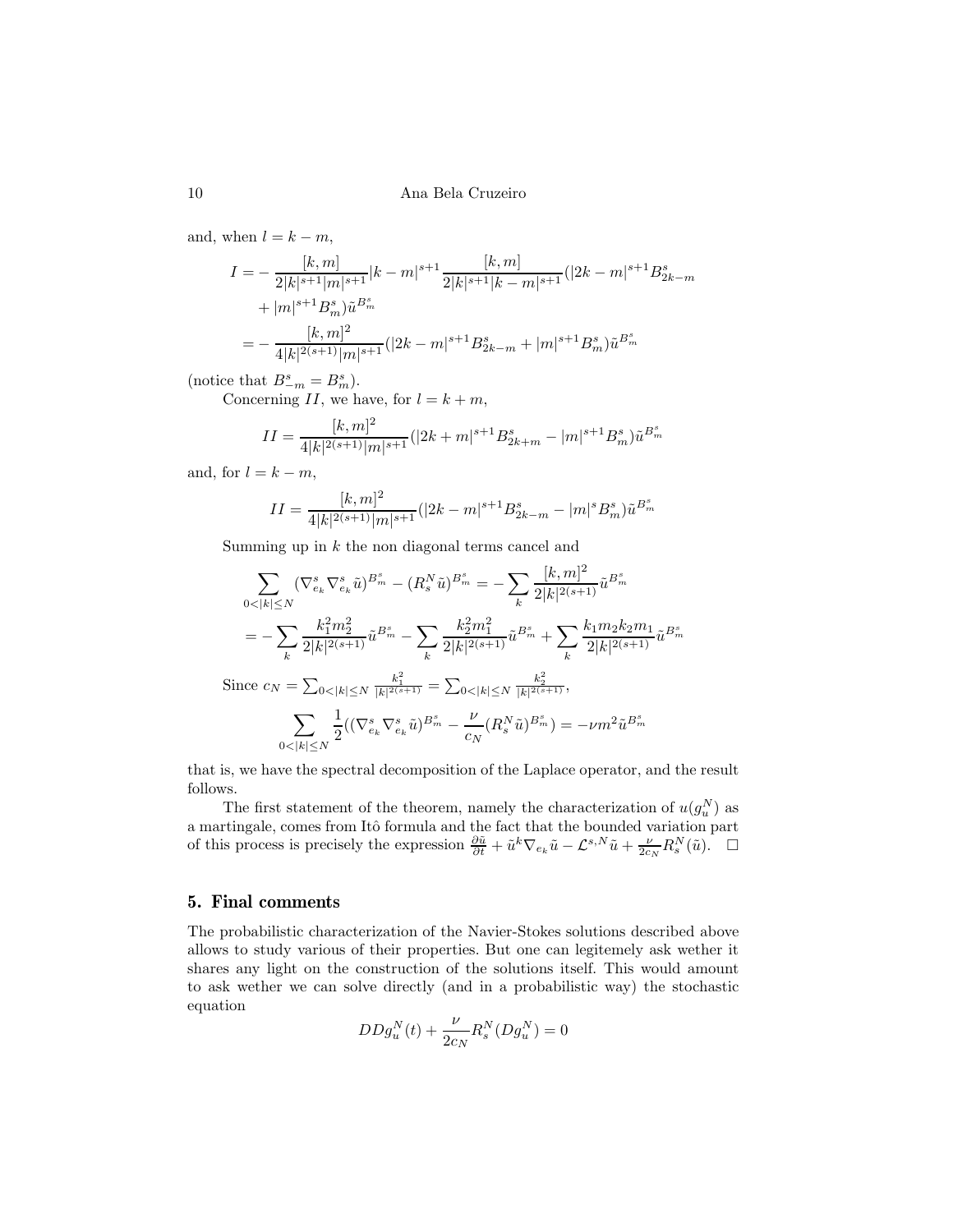and, when $l = k - m$,

$$
\begin{aligned}
I = & -\frac{[k,m]}{2|k|^{s+1}|m|^{s+1}}|k-m|^{s+1}\frac{[k,m]}{2|k|^{s+1}|k-m|^{s+1}}(|2k-m|^{s+1}B^s_{2k-m} \\
& + |m|^{s+1}B^s_m)\tilde{u}^{B^s_m} \\
= & -\frac{[k,m]^2}{4|k|^{2(s+1)}|m|^{s+1}}(|2k-m|^{s+1}B^s_{2k-m} + |m|^{s+1}B^s_m)\tilde{u}^{B^s_m}
\end{aligned}
$$

(notice that $B^s_{-m} = B^s_m$).

Concerning $II$, we have, for $l = k + m$,

$$
II = \frac{[k,m]^2}{4|k|^{2(s+1)}|m|^{s+1}}(|2k+m|^{s+1}B^s_{2k+m} - |m|^{s+1}B^s_m)\tilde{u}^{B^s_m}
$$

and, for $l = k - m$,

$$
II = \frac{[k,m]^2}{4|k|^{2(s+1)}|m|^{s+1}}(|2k-m|^{s+1}B^s_{2k-m} - |m|^{s}B^s_m)\tilde{u}^{B^s_m}
$$

Summing up in $k$ the non diagonal terms cancel and

$$
\begin{aligned}
& \sum_{0<|k|\leq N} (\nabla^s_{e_k}\nabla^s_{e_k}\tilde{u})^{B^s_m} - (R^N_s\tilde{u})^{B^s_m} = -\sum_k \frac{[k,m]^2}{2|k|^{2(s+1)}}\tilde{u}^{B^s_m} \\
& = -\sum_k \frac{k_1^2 m_2^2}{2|k|^{2(s+1)}}\tilde{u}^{B^s_m} - \sum_k \frac{k_2^2 m_1^2}{2|k|^{2(s+1)}}\tilde{u}^{B^s_m} + \sum_k \frac{k_1 m_2 k_2 m_1}{2|k|^{2(s+1)}}\tilde{u}^{B^s_m}
\end{aligned}
$$

Since $c_N = \sum_{0<|k|\leq N} \frac{k_1^2}{|k|^{2(s+1)}} = \sum_{0<|k|\leq N} \frac{k_2^2}{|k|^{2(s+1)}}$,

$$
\sum_{0<|k|\leq N} \frac{1}{2}((\nabla^s_{e_k}\nabla^s_{e_k}\tilde{u})^{B^s_m} - \frac{\nu}{c_N}(R^N_s\tilde{u})^{B^s_m}) = -\nu m^2 \tilde{u}^{B^s_m}
$$

that is, we have the spectral decomposition of the Laplace operator, and the result follows.

The first statement of the theorem, namely the characterization of $u(g^N_u)$ as a martingale, comes from Itô formula and the fact that the bounded variation part of this process is precisely the expression $\frac{\partial \tilde{u}}{\partial t} + \tilde{u}^k \nabla_{e_k}\tilde{u} - \mathcal{L}^{s,N}\tilde{u} + \frac{\nu}{2c_N}R^N_s(\tilde{u})$. $\square$

## 5. Final comments

The probabilistic characterization of the Navier-Stokes solutions described above allows to study various of their properties. But one can legitemely ask wether it shares any light on the construction of the solutions itself. This would amount to ask wether we can solve directly (and in a probabilistic way) the stochastic equation

$$
DDg^N_u(t) + \frac{\nu}{2c_N}R^N_s(Dg^N_u) = 0
$$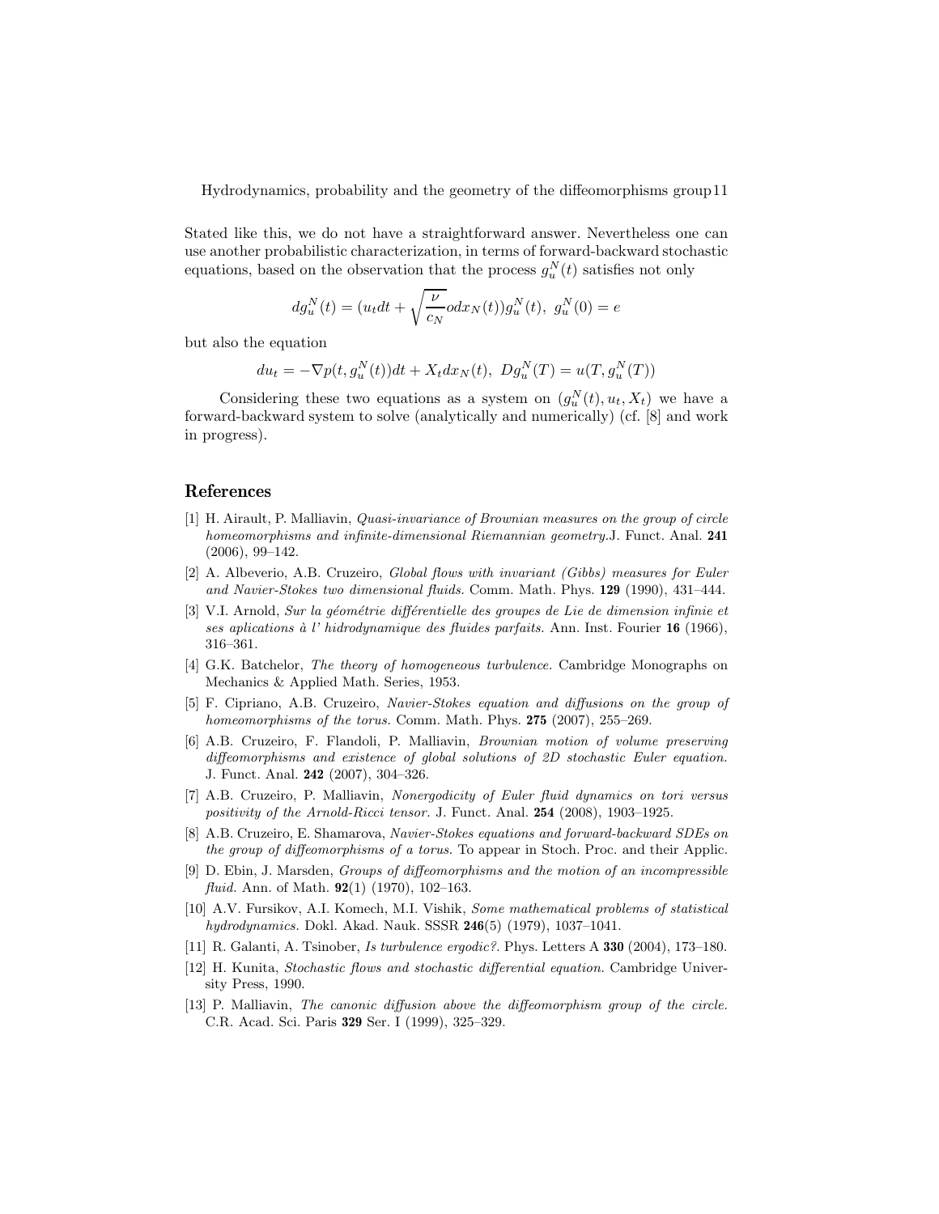Stated like this, we do not have a straightforward answer. Nevertheless one can use another probabilistic characterization, in terms of forward-backward stochastic equations, based on the observation that the process $g_u^N(t)$ satisfies not only

$$dg_u^N(t) = (u_t dt + \sqrt{\frac{\nu}{c_N}} o dx_N(t)) g_u^N(t), \ g_u^N(0) = e$$

but also the equation

$$du_t = -\nabla p(t, g_u^N(t))dt + X_t dx_N(t), \ Dg_u^N(T) = u(T, g_u^N(T))$$

Considering these two equations as a system on $(g_u^N(t), u_t, X_t)$ we have a forward-backward system to solve (analytically and numerically) (cf. [8] and work in progress).

## References

[1] H. Airault, P. Malliavin, *Quasi-invariance of Brownian measures on the group of circle homeomorphisms and infinite-dimensional Riemannian geometry.*J. Funct. Anal. **241** (2006), 99–142.

[2] A. Albeverio, A.B. Cruzeiro, *Global flows with invariant (Gibbs) measures for Euler and Navier-Stokes two dimensional fluids.* Comm. Math. Phys. **129** (1990), 431–444.

[3] V.I. Arnold, *Sur la géométrie différentielle des groupes de Lie de dimension infinie et ses aplications à l' hidrodynamique des fluides parfaits.* Ann. Inst. Fourier **16** (1966), 316–361.

[4] G.K. Batchelor, *The theory of homogeneous turbulence.* Cambridge Monographs on Mechanics & Applied Math. Series, 1953.

[5] F. Cipriano, A.B. Cruzeiro, *Navier-Stokes equation and diffusions on the group of homeomorphisms of the torus.* Comm. Math. Phys. **275** (2007), 255–269.

[6] A.B. Cruzeiro, F. Flandoli, P. Malliavin, *Brownian motion of volume preserving diffeomorphisms and existence of global solutions of 2D stochastic Euler equation.* J. Funct. Anal. **242** (2007), 304–326.

[7] A.B. Cruzeiro, P. Malliavin, *Nonergodicity of Euler fluid dynamics on tori versus positivity of the Arnold-Ricci tensor.* J. Funct. Anal. **254** (2008), 1903–1925.

[8] A.B. Cruzeiro, E. Shamarova, *Navier-Stokes equations and forward-backward SDEs on the group of diffeomorphisms of a torus.* To appear in Stoch. Proc. and their Applic.

[9] D. Ebin, J. Marsden, *Groups of diffeomorphisms and the motion of an incompressible fluid.* Ann. of Math. **92**(1) (1970), 102–163.

[10] A.V. Fursikov, A.I. Komech, M.I. Vishik, *Some mathematical problems of statistical hydrodynamics.* Dokl. Akad. Nauk. SSSR **246**(5) (1979), 1037–1041.

[11] R. Galanti, A. Tsinober, *Is turbulence ergodic?.* Phys. Letters A **330** (2004), 173–180.

[12] H. Kunita, *Stochastic flows and stochastic differential equation.* Cambridge University Press, 1990.

[13] P. Malliavin, *The canonic diffusion above the diffeomorphism group of the circle.* C.R. Acad. Sci. Paris **329** Ser. I (1999), 325–329.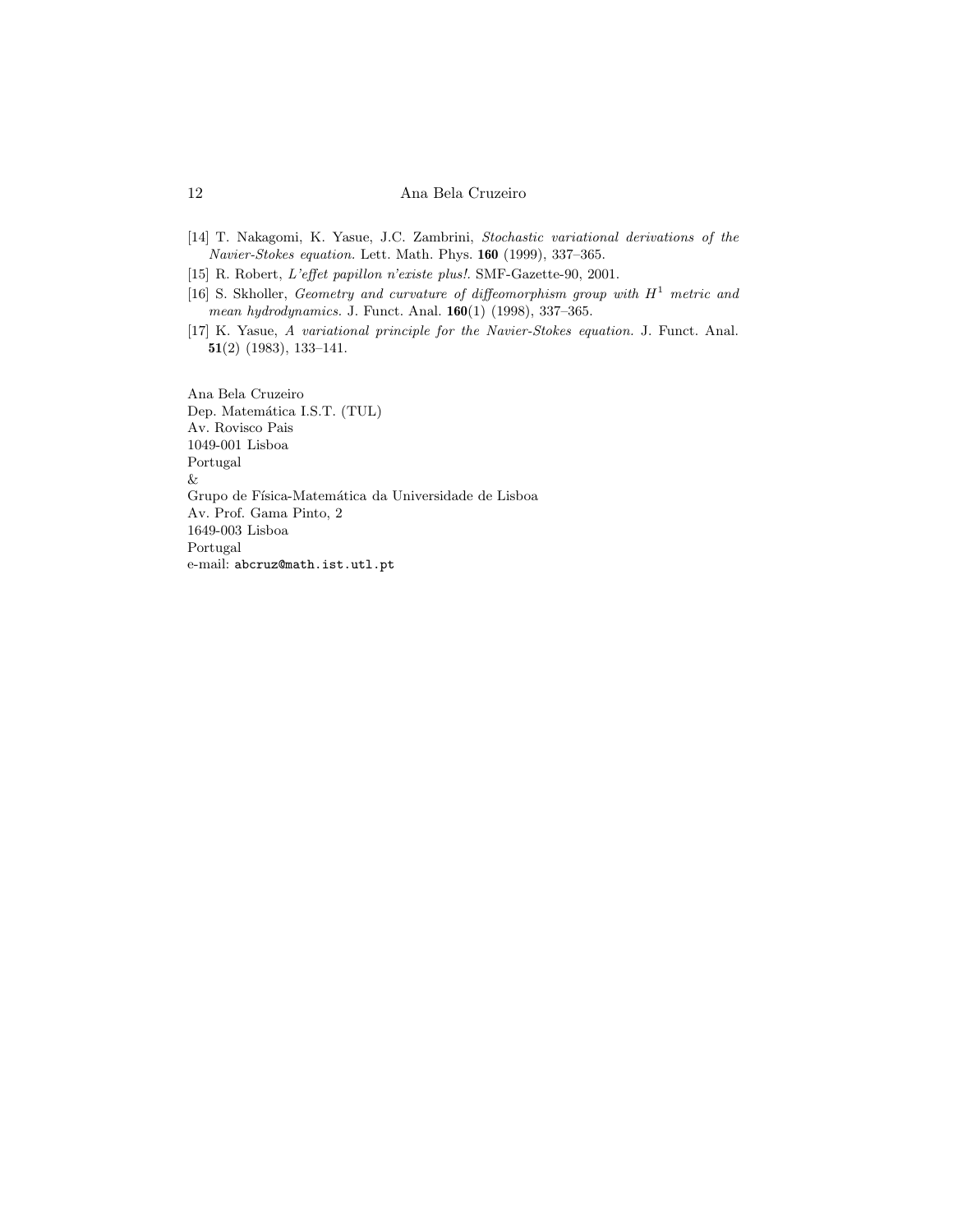[14] T. Nakagomi, K. Yasue, J.C. Zambrini, *Stochastic variational derivations of the Navier-Stokes equation.* Lett. Math. Phys. **160** (1999), 337–365.

[15] R. Robert, *L'effet papillon n'existe plus!*. SMF-Gazette-90, 2001.

[16] S. Skholler, *Geometry and curvature of diffeomorphism group with $H^1$ metric and mean hydrodynamics.* J. Funct. Anal. **160**(1) (1998), 337–365.

[17] K. Yasue, *A variational principle for the Navier-Stokes equation.* J. Funct. Anal. **51**(2) (1983), 133–141.

Ana Bela Cruzeiro
Dep. Matemática I.S.T. (TUL)
Av. Rovisco Pais
1049-001 Lisboa
Portugal
&
Grupo de Física-Matemática da Universidade de Lisboa
Av. Prof. Gama Pinto, 2
1649-003 Lisboa
Portugal
e-mail: `abcruz@math.ist.utl.pt`